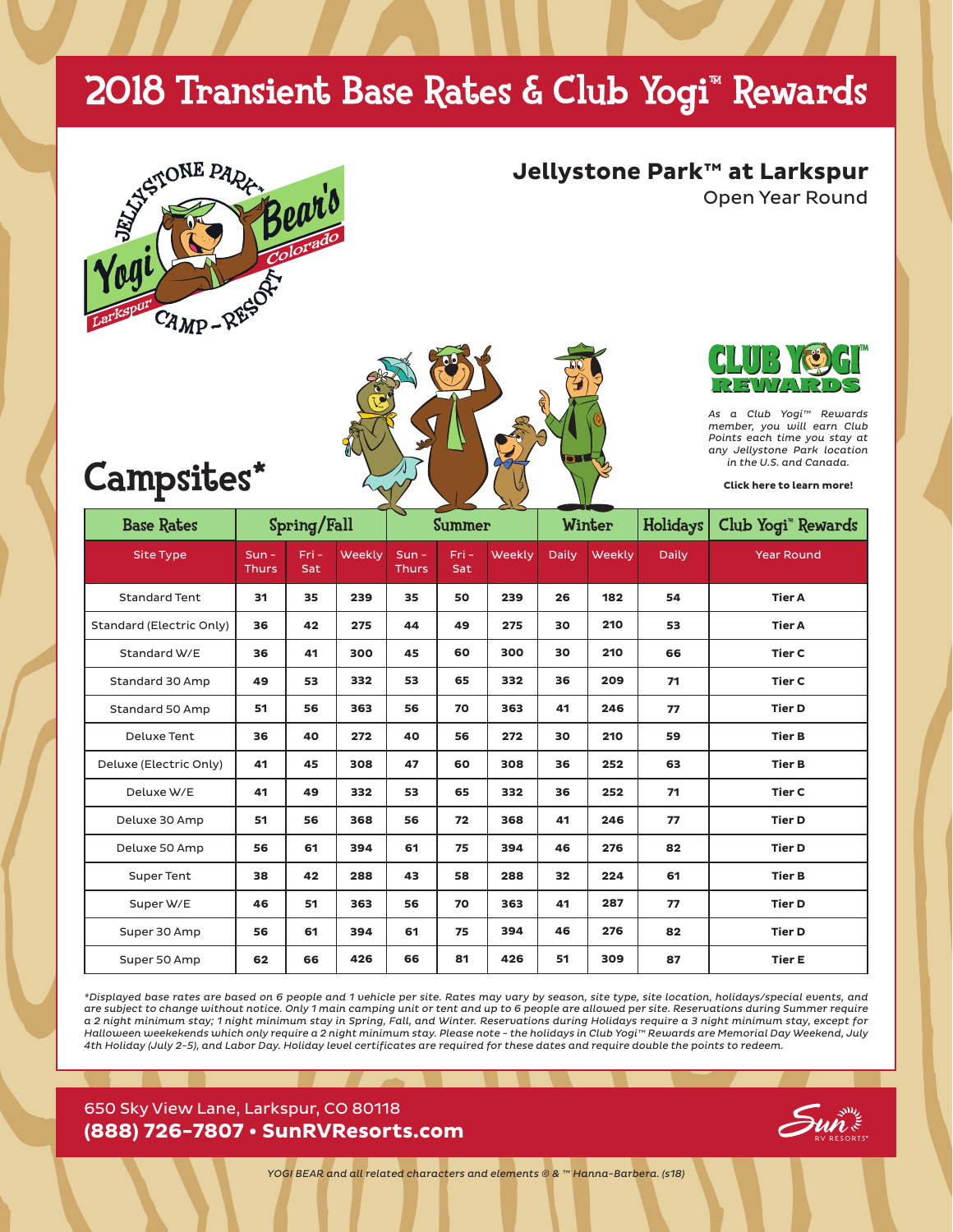# 2018 Transient Base Rates & Club Yogi™ Rewards

## Jellystone Park™ at Larkspur

Open Year Round

**CLUB YOGI™ REWARDS**

*As a Club Yogi™ Rewards member, you will earn Club Points each time you stay at any Jellystone Park location in the U.S. and Canada.*

**Click here to learn more!**

## Campsites*

| Base Rates | Spring/Fall | | | Summer | | | Winter | | Holidays | Club Yogi™ Rewards |
|---|---|---|---|---|---|---|---|---|---|---|
| Site Type | Sun - Thurs | Fri - Sat | Weekly | Sun - Thurs | Fri - Sat | Weekly | Daily | Weekly | Daily | Year Round |
| Standard Tent | 31 | 35 | 239 | 35 | 50 | 239 | 26 | 182 | 54 | Tier A |
| Standard (Electric Only) | 36 | 42 | 275 | 44 | 49 | 275 | 30 | 210 | 53 | Tier A |
| Standard W/E | 36 | 41 | 300 | 45 | 60 | 300 | 30 | 210 | 66 | Tier C |
| Standard 30 Amp | 49 | 53 | 332 | 53 | 65 | 332 | 36 | 209 | 71 | Tier C |
| Standard 50 Amp | 51 | 56 | 363 | 56 | 70 | 363 | 41 | 246 | 77 | Tier D |
| Deluxe Tent | 36 | 40 | 272 | 40 | 56 | 272 | 30 | 210 | 59 | Tier B |
| Deluxe (Electric Only) | 41 | 45 | 308 | 47 | 60 | 308 | 36 | 252 | 63 | Tier B |
| Deluxe W/E | 41 | 49 | 332 | 53 | 65 | 332 | 36 | 252 | 71 | Tier C |
| Deluxe 30 Amp | 51 | 56 | 368 | 56 | 72 | 368 | 41 | 246 | 77 | Tier D |
| Deluxe 50 Amp | 56 | 61 | 394 | 61 | 75 | 394 | 46 | 276 | 82 | Tier D |
| Super Tent | 38 | 42 | 288 | 43 | 58 | 288 | 32 | 224 | 61 | Tier B |
| Super W/E | 46 | 51 | 363 | 56 | 70 | 363 | 41 | 287 | 77 | Tier D |
| Super 30 Amp | 56 | 61 | 394 | 61 | 75 | 394 | 46 | 276 | 82 | Tier D |
| Super 50 Amp | 62 | 66 | 426 | 66 | 81 | 426 | 51 | 309 | 87 | Tier E |

*\*Displayed base rates are based on 6 people and 1 vehicle per site. Rates may vary by season, site type, site location, holidays/special events, and are subject to change without notice. Only 1 main camping unit or tent and up to 6 people are allowed per site. Reservations during Summer require a 2 night minimum stay; 1 night minimum stay in Spring, Fall, and Winter. Reservations during Holidays require a 3 night minimum stay, except for Halloween weekekends which only require a 2 night minimum stay. Please note - the holidays in Club Yogi™ Rewards are Memorial Day Weekend, July 4th Holiday (July 2-5), and Labor Day. Holiday level certificates are required for these dates and require double the points to redeem.*

650 Sky View Lane, Larkspur, CO 80118

**(888) 726-7807 • SunRVResorts.com**

*YOGI BEAR and all related characters and elements © & ™ Hanna-Barbera. (s18)*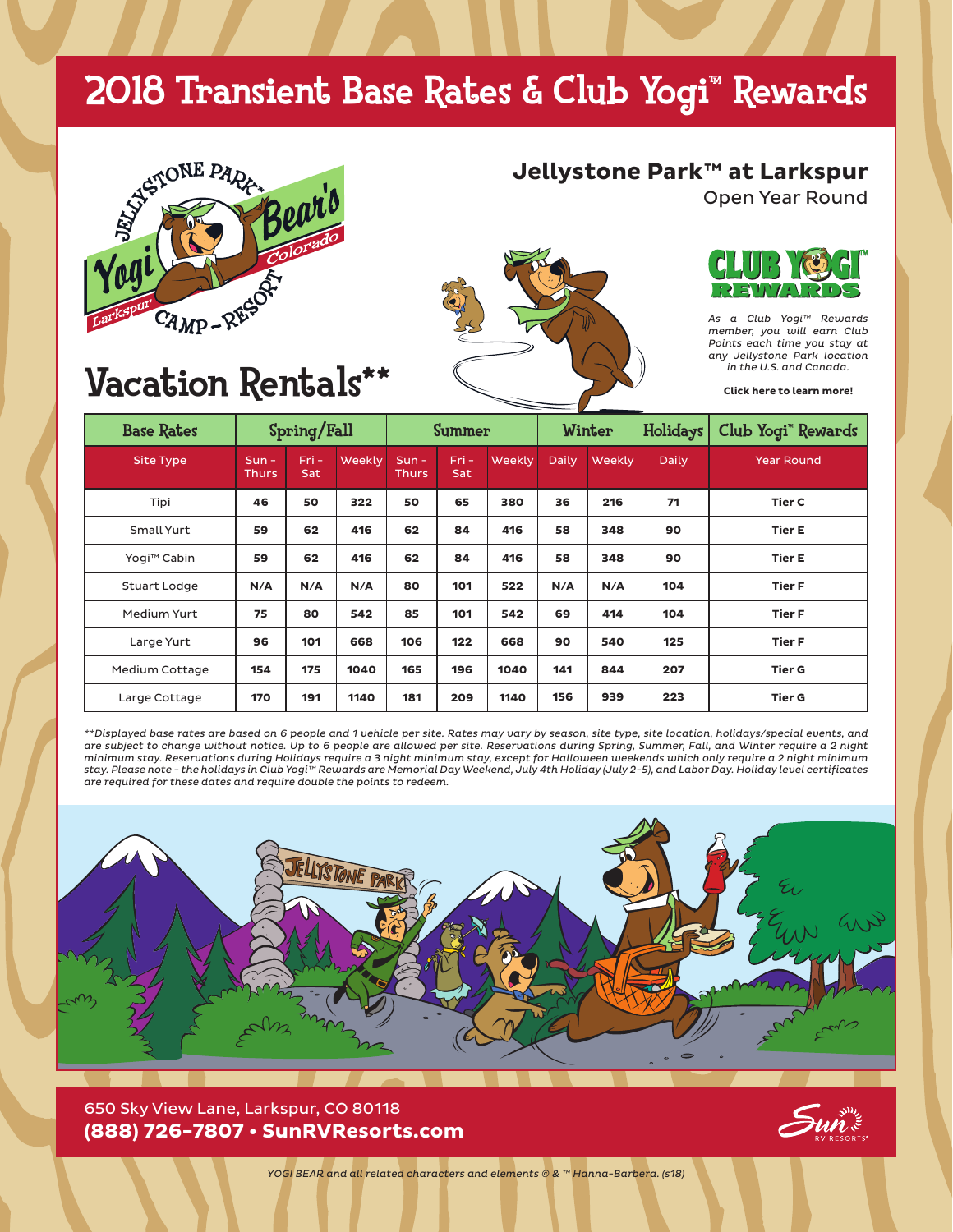# 2018 Transient Base Rates & Club Yogi™ Rewards

## Jellystone Park™ at Larkspur

Open Year Round

**CLUB YOGI™ REWARDS**

*As a Club Yogi™ Rewards member, you will earn Club Points each time you stay at any Jellystone Park location in the U.S. and Canada.*

**Click here to learn more!**

## Vacation Rentals**

| Base Rates | Spring/Fall | | | Summer | | | Winter | | Holidays | Club Yogi™ Rewards |
|---|---|---|---|---|---|---|---|---|---|---|
| Site Type | Sun - Thurs | Fri - Sat | Weekly | Sun - Thurs | Fri - Sat | Weekly | Daily | Weekly | Daily | Year Round |
| Tipi | 46 | 50 | 322 | 50 | 65 | 380 | 36 | 216 | 71 | Tier C |
| Small Yurt | 59 | 62 | 416 | 62 | 84 | 416 | 58 | 348 | 90 | Tier E |
| Yogi™ Cabin | 59 | 62 | 416 | 62 | 84 | 416 | 58 | 348 | 90 | Tier E |
| Stuart Lodge | N/A | N/A | N/A | 80 | 101 | 522 | N/A | N/A | 104 | Tier F |
| Medium Yurt | 75 | 80 | 542 | 85 | 101 | 542 | 69 | 414 | 104 | Tier F |
| Large Yurt | 96 | 101 | 668 | 106 | 122 | 668 | 90 | 540 | 125 | Tier F |
| Medium Cottage | 154 | 175 | 1040 | 165 | 196 | 1040 | 141 | 844 | 207 | Tier G |
| Large Cottage | 170 | 191 | 1140 | 181 | 209 | 1140 | 156 | 939 | 223 | Tier G |

*\*\*Displayed base rates are based on 6 people and 1 vehicle per site. Rates may vary by season, site type, site location, holidays/special events, and are subject to change without notice. Up to 6 people are allowed per site. Reservations during Spring, Summer, Fall, and Winter require a 2 night minimum stay. Reservations during Holidays require a 3 night minimum stay, except for Halloween weekends which only require a 2 night minimum stay. Please note - the holidays in Club Yogi™ Rewards are Memorial Day Weekend, July 4th Holiday (July 2-5), and Labor Day. Holiday level certificates are required for these dates and require double the points to redeem.*

650 Sky View Lane, Larkspur, CO 80118

**(888) 726-7807 • SunRVResorts.com**

*YOGI BEAR and all related characters and elements © & ™ Hanna-Barbera. (s18)*